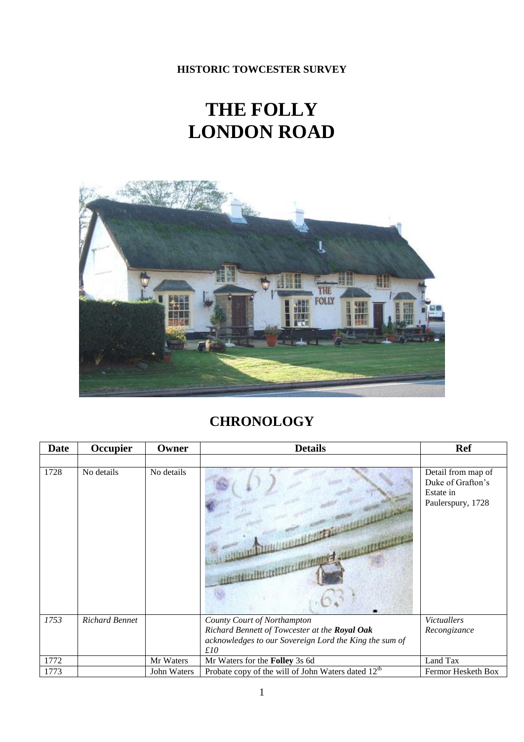**HISTORIC TOWCESTER SURVEY**

# THE FOLLY
# LONDON ROAD

## CHRONOLOGY

| Date | Occupier | Owner | Details | Ref |
|---|---|---|---|---|
| | | | | |
| 1728 | No details | No details | | Detail from map of Duke of Grafton's Estate in Paulerspury, 1728 |
| *1753* | *Richard Bennet* | | *County Court of Northampton*<br>*Richard Bennett of Towcester at the **Royal Oak** acknowledges to our Sovereign Lord the King the sum of £10* | *Victuallers Recongizance* |
| 1772 | | Mr Waters | Mr Waters for the **Folley** 3s 6d | Land Tax |
| 1773 | | John Waters | Probate copy of the will of John Waters dated 12th | Fermor Hesketh Box |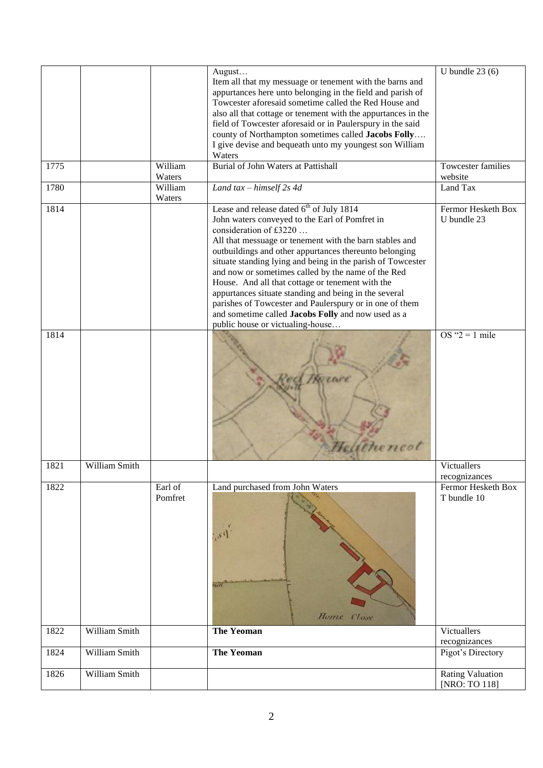| | | | | |
|---|---|---|---|---|
| | | | August…<br>Item all that my messuage or tenement with the barns and appurtances here unto belonging in the field and parish of Towcester aforesaid sometime called the Red House and also all that cottage or tenement with the appurtances in the field of Towcester aforesaid or in Paulerspury in the said county of Northampton sometimes called **Jacobs Folly**….<br>I give devise and bequeath unto my youngest son William Waters | U bundle 23 (6) |
| 1775 | | William Waters | Burial of John Waters at Pattishall | Towcester families website |
| 1780 | | William Waters | *Land tax – himself 2s 4d* | Land Tax |
| 1814 | | | Lease and release dated 6th of July 1814<br>John waters conveyed to the Earl of Pomfret in consideration of £3220 …<br>All that messuage or tenement with the barn stables and outbuildings and other appurtances thereunto belonging situate standing lying and being in the parish of Towcester and now or sometimes called by the name of the Red House. And all that cottage or tenement with the appurtances situate standing and being in the several parishes of Towcester and Paulerspury or in one of them and sometime called **Jacobs Folly** and now used as a public house or victualing-house… | Fermor Hesketh Box U bundle 23 |
| 1814 | | | | OS "2 = 1 mile |
| 1821 | William Smith | | | Victuallers recognizances |
| 1822 | | Earl of Pomfret | Land purchased from John Waters | Fermor Hesketh Box T bundle 10 |
| 1822 | William Smith | | **The Yeoman** | Victuallers recognizances |
| 1824 | William Smith | | **The Yeoman** | Pigot's Directory |
| 1826 | William Smith | | | Rating Valuation [NRO: TO 118] |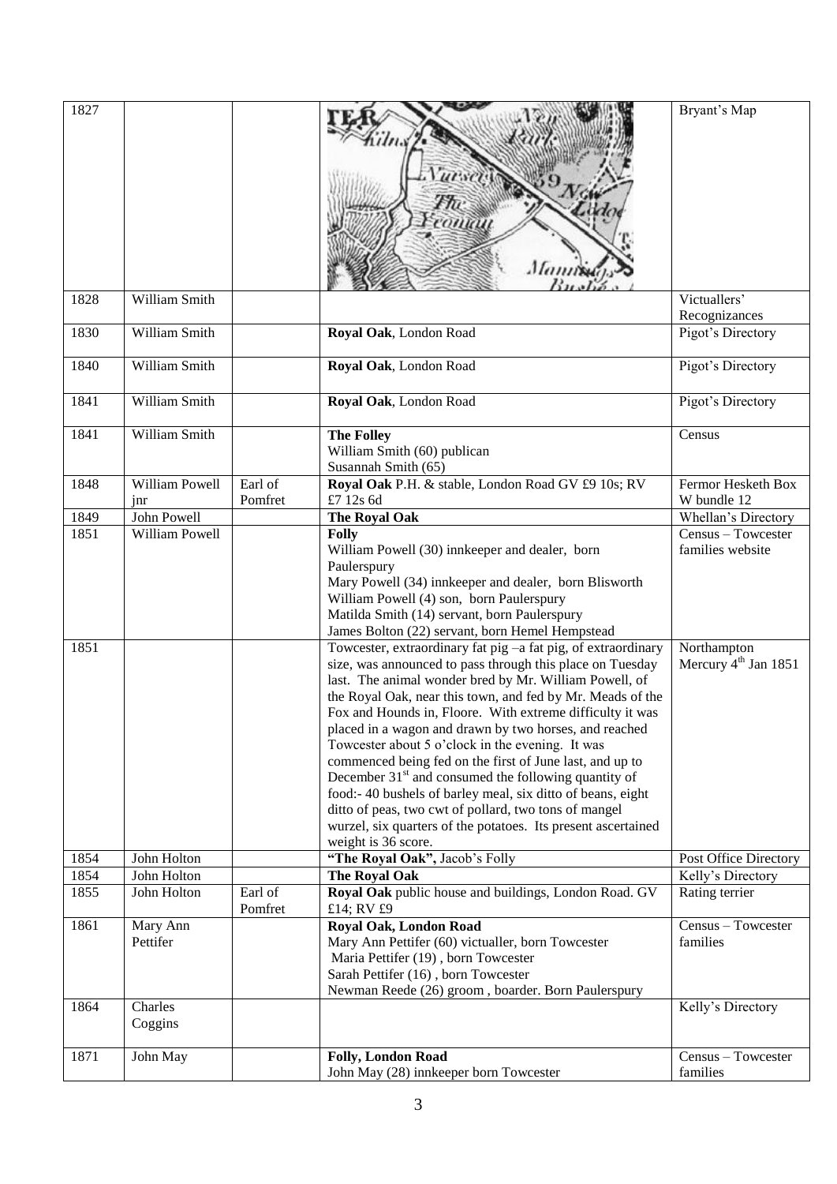| 1827 | | | | Bryant's Map |
|---|---|---|---|---|
| 1828 | William Smith | | | Victuallers' Recognizances |
| 1830 | William Smith | | **Royal Oak**, London Road | Pigot's Directory |
| 1840 | William Smith | | **Royal Oak**, London Road | Pigot's Directory |
| 1841 | William Smith | | **Royal Oak**, London Road | Pigot's Directory |
| 1841 | William Smith | | **The Folley**<br>William Smith (60) publican<br>Susannah Smith (65) | Census |
| 1848 | William Powell jnr | Earl of Pomfret | **Royal Oak** P.H. & stable, London Road GV £9 10s; RV £7 12s 6d | Fermor Hesketh Box W bundle 12 |
| 1849 | John Powell | | **The Royal Oak** | Whellan's Directory |
| 1851 | William Powell | | **Folly**<br>William Powell (30) innkeeper and dealer, born Paulerspury<br>Mary Powell (34) innkeeper and dealer, born Blisworth<br>William Powell (4) son, born Paulerspury<br>Matilda Smith (14) servant, born Paulerspury<br>James Bolton (22) servant, born Hemel Hempstead | Census – Towcester families website |
| 1851 | | | Towcester, extraordinary fat pig –a fat pig, of extraordinary size, was announced to pass through this place on Tuesday last. The animal wonder bred by Mr. William Powell, of the Royal Oak, near this town, and fed by Mr. Meads of the Fox and Hounds in, Floore. With extreme difficulty it was placed in a wagon and drawn by two horses, and reached Towcester about 5 o'clock in the evening. It was commenced being fed on the first of June last, and up to December 31st and consumed the following quantity of food:- 40 bushels of barley meal, six ditto of beans, eight ditto of peas, two cwt of pollard, two tons of mangel wurzel, six quarters of the potatoes. Its present ascertained weight is 36 score. | Northampton Mercury 4th Jan 1851 |
| 1854 | John Holton | | **"The Royal Oak",** Jacob's Folly | Post Office Directory |
| 1854 | John Holton | | **The Royal Oak** | Kelly's Directory |
| 1855 | John Holton | Earl of Pomfret | **Royal Oak** public house and buildings, London Road. GV £14; RV £9 | Rating terrier |
| 1861 | Mary Ann Pettifer | | **Royal Oak, London Road**<br>Mary Ann Pettifer (60) victualler, born Towcester<br>Maria Pettifer (19) , born Towcester<br>Sarah Pettifer (16) , born Towcester<br>Newman Reede (26) groom , boarder. Born Paulerspury | Census – Towcester families |
| 1864 | Charles Coggins | | | Kelly's Directory |
| 1871 | John May | | **Folly, London Road**<br>John May (28) innkeeper born Towcester | Census – Towcester families |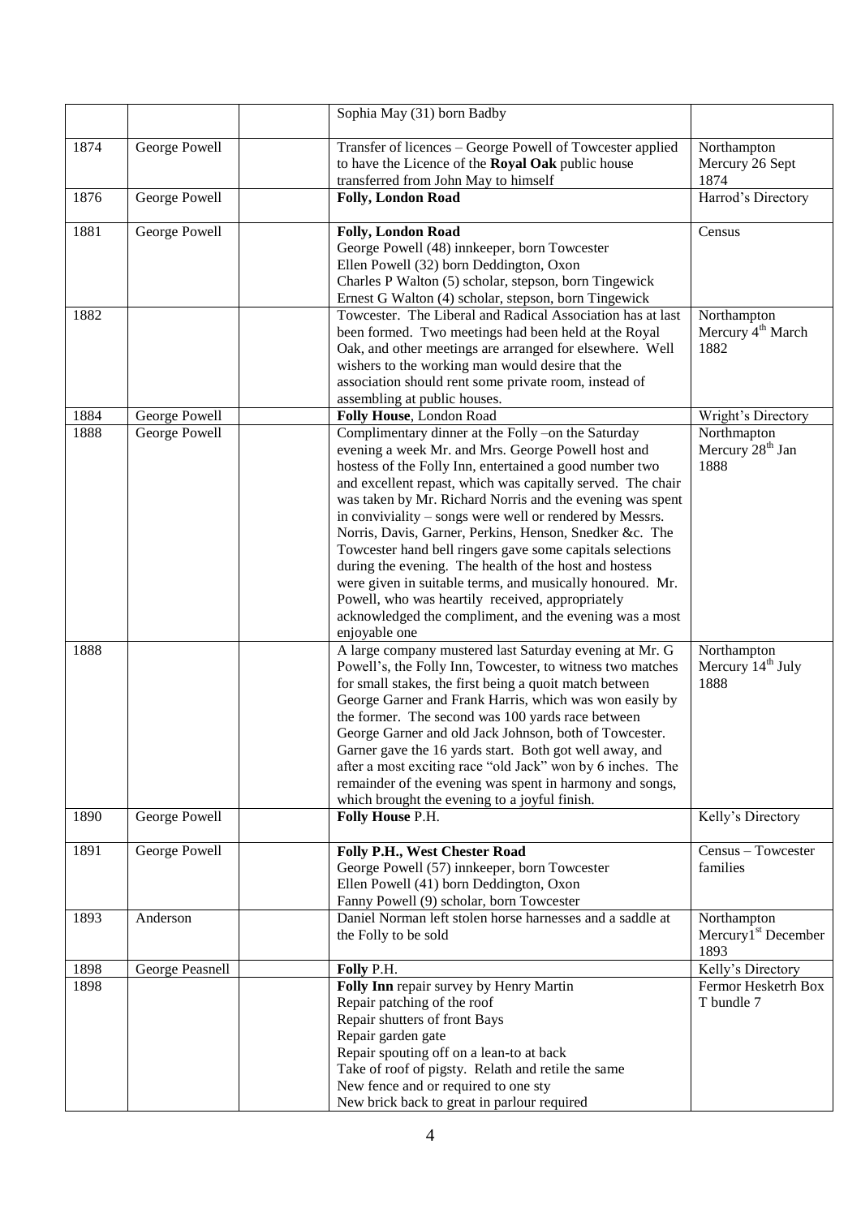| | | | | |
|---|---|---|---|---|
| | | | Sophia May (31) born Badby | |
| 1874 | George Powell | | Transfer of licences – George Powell of Towcester applied to have the Licence of the **Royal Oak** public house transferred from John May to himself | Northampton Mercury 26 Sept 1874 |
| 1876 | George Powell | | **Folly, London Road** | Harrod's Directory |
| 1881 | George Powell | | **Folly, London Road**<br>George Powell (48) innkeeper, born Towcester<br>Ellen Powell (32) born Deddington, Oxon<br>Charles P Walton (5) scholar, stepson, born Tingewick<br>Ernest G Walton (4) scholar, stepson, born Tingewick | Census |
| 1882 | | | Towcester. The Liberal and Radical Association has at last been formed. Two meetings had been held at the Royal Oak, and other meetings are arranged for elsewhere. Well wishers to the working man would desire that the association should rent some private room, instead of assembling at public houses. | Northampton Mercury 4th March 1882 |
| 1884 | George Powell | | **Folly House**, London Road | Wright's Directory |
| 1888 | George Powell | | Complimentary dinner at the Folly –on the Saturday evening a week Mr. and Mrs. George Powell host and hostess of the Folly Inn, entertained a good number two and excellent repast, which was capitally served. The chair was taken by Mr. Richard Norris and the evening was spent in conviviality – songs were well or rendered by Messrs. Norris, Davis, Garner, Perkins, Henson, Snedker &c. The Towcester hand bell ringers gave some capitals selections during the evening. The health of the host and hostess were given in suitable terms, and musically honoured. Mr. Powell, who was heartily received, appropriately acknowledged the compliment, and the evening was a most enjoyable one | Northmapton Mercury 28th Jan 1888 |
| 1888 | | | A large company mustered last Saturday evening at Mr. G Powell's, the Folly Inn, Towcester, to witness two matches for small stakes, the first being a quoit match between George Garner and Frank Harris, which was won easily by the former. The second was 100 yards race between George Garner and old Jack Johnson, both of Towcester. Garner gave the 16 yards start. Both got well away, and after a most exciting race "old Jack" won by 6 inches. The remainder of the evening was spent in harmony and songs, which brought the evening to a joyful finish. | Northampton Mercury 14th July 1888 |
| 1890 | George Powell | | **Folly House** P.H. | Kelly's Directory |
| 1891 | George Powell | | **Folly P.H., West Chester Road**<br>George Powell (57) innkeeper, born Towcester<br>Ellen Powell (41) born Deddington, Oxon<br>Fanny Powell (9) scholar, born Towcester | Census – Towcester families |
| 1893 | Anderson | | Daniel Norman left stolen horse harnesses and a saddle at the Folly to be sold | Northampton Mercury1st December 1893 |
| 1898 | George Peasnell | | **Folly** P.H. | Kelly's Directory |
| 1898 | | | **Folly Inn** repair survey by Henry Martin<br>Repair patching of the roof<br>Repair shutters of front Bays<br>Repair garden gate<br>Repair spouting off on a lean-to at back<br>Take of roof of pigsty. Relath and retile the same<br>New fence and or required to one sty<br>New brick back to great in parlour required | Fermor Hesketrh Box T bundle 7 |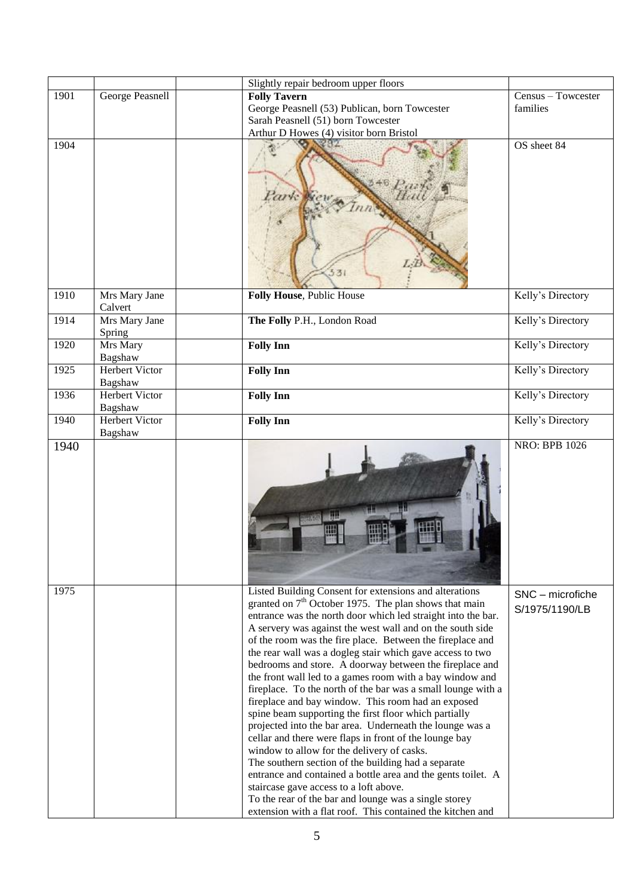|  |  |  |  |  |
|---|---|---|---|---|
|  |  |  | Slightly repair bedroom upper floors |  |
| 1901 | George Peasnell |  | **Folly Tavern**<br>George Peasnell (53) Publican, born Towcester<br>Sarah Peasnell (51) born Towcester<br>Arthur D Howes (4) visitor born Bristol | Census – Towcester families |
| 1904 |  |  |  | OS sheet 84 |
| 1910 | Mrs Mary Jane Calvert |  | **Folly House**, Public House | Kelly's Directory |
| 1914 | Mrs Mary Jane Spring |  | **The Folly** P.H., London Road | Kelly's Directory |
| 1920 | Mrs Mary Bagshaw |  | **Folly Inn** | Kelly's Directory |
| 1925 | Herbert Victor Bagshaw |  | **Folly Inn** | Kelly's Directory |
| 1936 | Herbert Victor Bagshaw |  | **Folly Inn** | Kelly's Directory |
| 1940 | Herbert Victor Bagshaw |  | **Folly Inn** | Kelly's Directory |
| 1940 |  |  |  | NRO: BPB 1026 |
| 1975 |  |  | Listed Building Consent for extensions and alterations granted on 7th October 1975. The plan shows that main entrance was the north door which led straight into the bar. A servery was against the west wall and on the south side of the room was the fire place. Between the fireplace and the rear wall was a dogleg stair which gave access to two bedrooms and store. A doorway between the fireplace and the front wall led to a games room with a bay window and fireplace. To the north of the bar was a small lounge with a fireplace and bay window. This room had an exposed spine beam supporting the first floor which partially projected into the bar area. Underneath the lounge was a cellar and there were flaps in front of the lounge bay window to allow for the delivery of casks.<br>The southern section of the building had a separate entrance and contained a bottle area and the gents toilet. A staircase gave access to a loft above.<br>To the rear of the bar and lounge was a single storey extension with a flat roof. This contained the kitchen and | SNC – microfiche S/1975/1190/LB |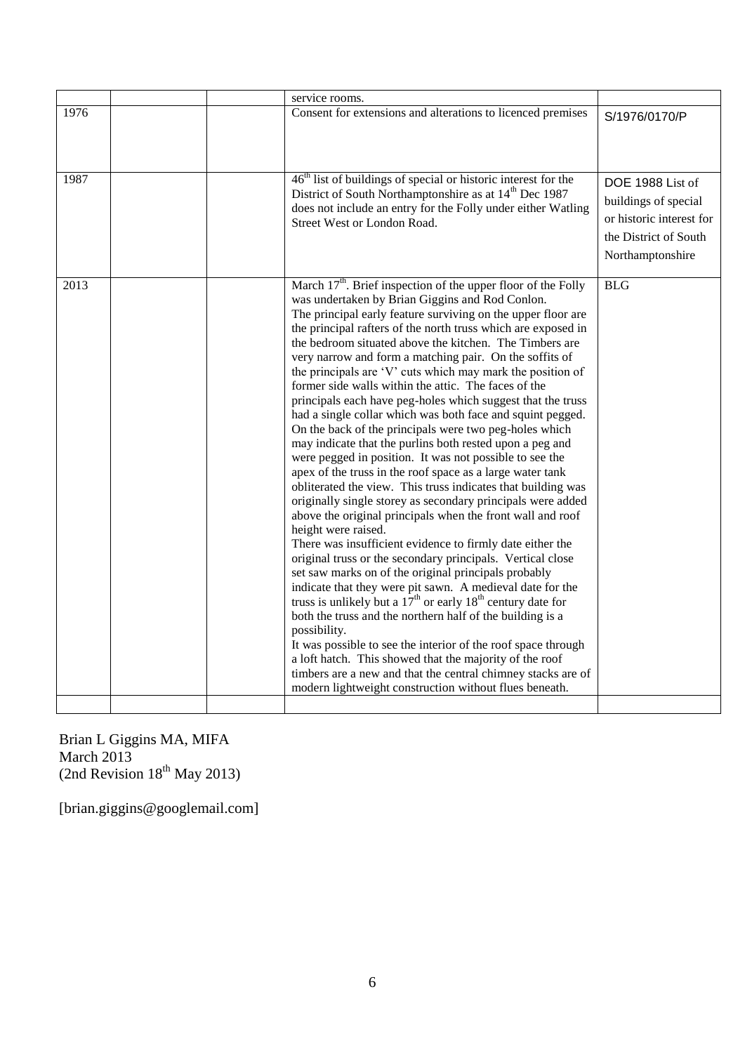| | | | | |
|---|---|---|---|---|
| | | | service rooms. | |
| 1976 | | | Consent for extensions and alterations to licenced premises | S/1976/0170/P |
| 1987 | | | 46th list of buildings of special or historic interest for the District of South Northamptonshire as at 14th Dec 1987 does not include an entry for the Folly under either Watling Street West or London Road. | DOE 1988 List of buildings of special or historic interest for the District of South Northamptonshire |
| 2013 | | | March 17th. Brief inspection of the upper floor of the Folly was undertaken by Brian Giggins and Rod Conlon.<br>The principal early feature surviving on the upper floor are the principal rafters of the north truss which are exposed in the bedroom situated above the kitchen. The Timbers are very narrow and form a matching pair. On the soffits of the principals are 'V' cuts which may mark the position of former side walls within the attic. The faces of the principals each have peg-holes which suggest that the truss had a single collar which was both face and squint pegged. On the back of the principals were two peg-holes which may indicate that the purlins both rested upon a peg and were pegged in position. It was not possible to see the apex of the truss in the roof space as a large water tank obliterated the view. This truss indicates that building was originally single storey as secondary principals were added above the original principals when the front wall and roof height were raised.<br>There was insufficient evidence to firmly date either the original truss or the secondary principals. Vertical close set saw marks on of the original principals probably indicate that they were pit sawn. A medieval date for the truss is unlikely but a 17th or early 18th century date for both the truss and the northern half of the building is a possibility.<br>It was possible to see the interior of the roof space through a loft hatch. This showed that the majority of the roof timbers are a new and that the central chimney stacks are of modern lightweight construction without flues beneath. | BLG |
| | | | | |

Brian L Giggins MA, MIFA
March 2013
(2nd Revision 18th May 2013)

[brian.giggins@googlemail.com]